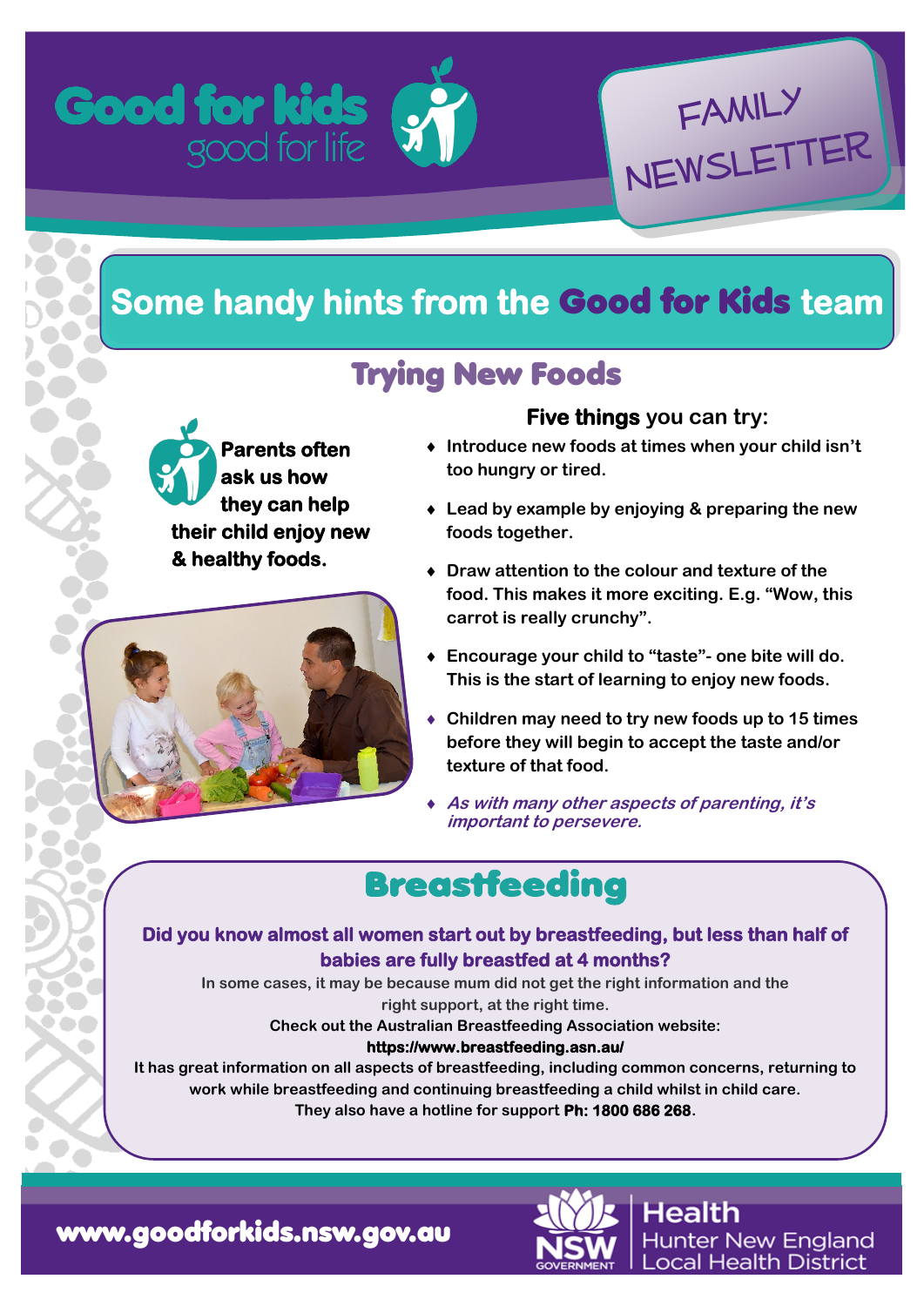# Good for kids good for life

FAMILY NEWSLETTER

## Some handy hints from the **Good for Kids** team

### Trying New Foods

**Parents often ask us how they can help their child enjoy new & healthy foods.**

**Five things** you can try:

- **Introduce new foods at times when your child isn't too hungry or tired.**
- **Lead by example by enjoying & preparing the new foods together.**
- **Draw attention to the colour and texture of the food. This makes it more exciting. E.g. "Wow, this carrot is really crunchy".**
- **Encourage your child to "taste"- one bite will do. This is the start of learning to enjoy new foods.**
- **Children may need to try new foods up to 15 times before they will begin to accept the taste and/or texture of that food.**
- ***As with many other aspects of parenting, it's important to persevere.***

### Breastfeeding

**Did you know almost all women start out by breastfeeding, but less than half of babies are fully breastfed at 4 months?**

In some cases, it may be because mum did not get the right information and the right support, at the right time.

Check out the Australian Breastfeeding Association website:

**https://www.breastfeeding.asn.au/**

It has great information on all aspects of breastfeeding, including common concerns, returning to work while breastfeeding and continuing breastfeeding a child whilst in child care.

They also have a hotline for support **Ph: 1800 686 268**.

**www.goodforkids.nsw.gov.au**

NSW GOVERNMENT | Health | Hunter New England Local Health District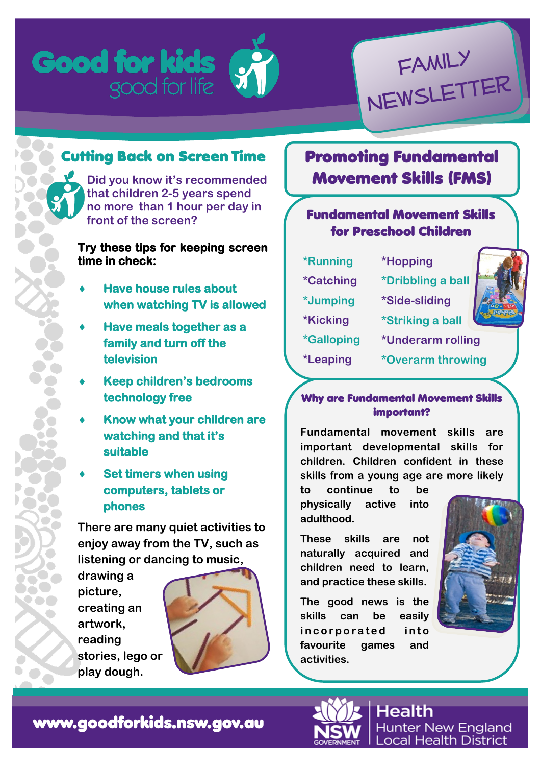# Good for kids good for life

## FAMILY NEWSLETTER

## Cutting Back on Screen Time

Did you know it's recommended that children 2-5 years spend no more than 1 hour per day in front of the screen?

**Try these tips for keeping screen time in check:**

- Have house rules about when watching TV is allowed
- Have meals together as a family and turn off the television
- Keep children's bedrooms technology free
- Know what your children are watching and that it's suitable
- Set timers when using computers, tablets or phones

There are many quiet activities to enjoy away from the TV, such as listening or dancing to music, drawing a picture, creating an artwork, reading stories, lego or play dough.

## Promoting Fundamental Movement Skills (FMS)

### Fundamental Movement Skills for Preschool Children

*Running
*Catching
*Jumping
*Kicking
*Galloping
*Leaping
*Hopping
*Dribbling a ball
*Side-sliding
*Striking a ball
*Underarm rolling
*Overarm throwing

### Why are Fundamental Movement Skills important?

Fundamental movement skills are important developmental skills for children. Children confident in these skills from a young age are more likely to continue to be physically active into adulthood.

These skills are not naturally acquired and children need to learn, and practice these skills.

The good news is the skills can be easily incorporated into favourite games and activities.

www.goodforkids.nsw.gov.au

NSW Government | Health Hunter New England Local Health District